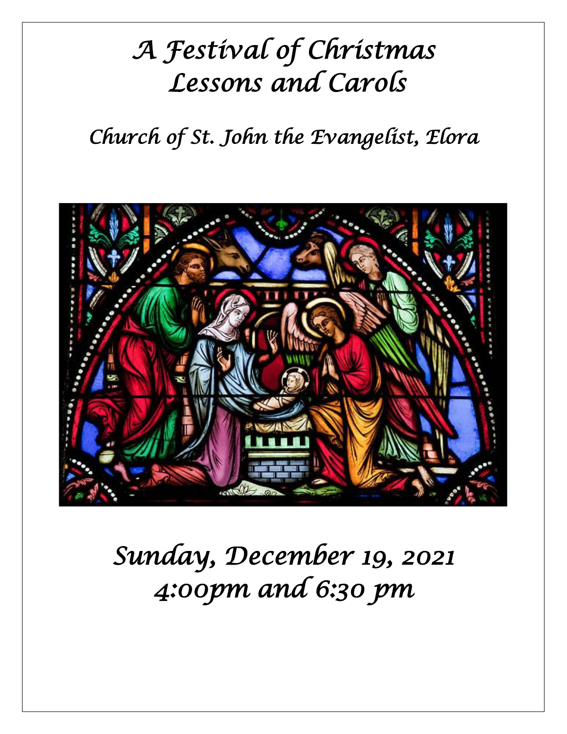# A Festival of Christmas Lessons and Carols

## Church of St. John the Evangelist, Elora

## Sunday, December 19, 2021
## 4:00pm and 6:30 pm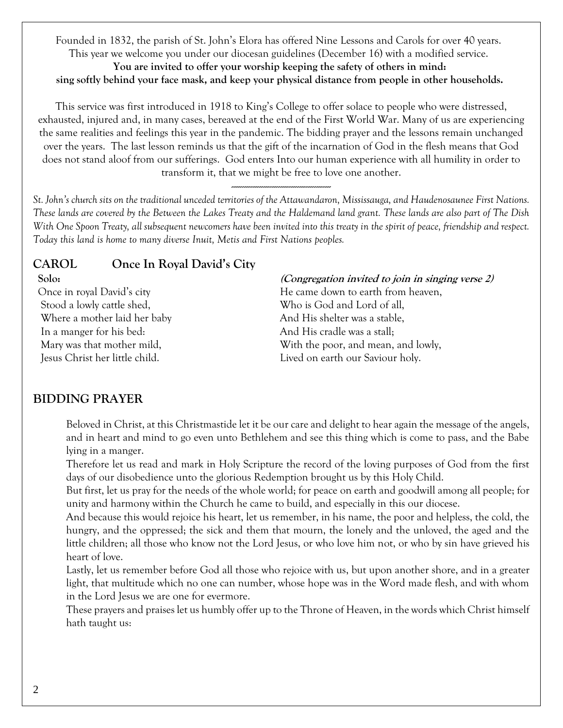Founded in 1832, the parish of St. John's Elora has offered Nine Lessons and Carols for over 40 years. This year we welcome you under our diocesan guidelines (December 16) with a modified service.

**You are invited to offer your worship keeping the safety of others in mind: sing softly behind your face mask, and keep your physical distance from people in other households.**

This service was first introduced in 1918 to King's College to offer solace to people who were distressed, exhausted, injured and, in many cases, bereaved at the end of the First World War. Many of us are experiencing the same realities and feelings this year in the pandemic. The bidding prayer and the lessons remain unchanged over the years. The last lesson reminds us that the gift of the incarnation of God in the flesh means that God does not stand aloof from our sufferings. God enters Into our human experience with all humility in order to transform it, that we might be free to love one another.

*St. John's church sits on the traditional unceded territories of the Attawandaron, Mississauga, and Haudenosaunee First Nations. These lands are covered by the Between the Lakes Treaty and the Haldemand land grant. These lands are also part of The Dish With One Spoon Treaty, all subsequent newcomers have been invited into this treaty in the spirit of peace, friendship and respect. Today this land is home to many diverse Inuit, Metis and First Nations peoples.*

## CAROL Once In Royal David's City

**Solo:**

Once in royal David's city
Stood a lowly cattle shed,
Where a mother laid her baby
In a manger for his bed:
Mary was that mother mild,
Jesus Christ her little child.

***(Congregation invited to join in singing verse 2)***

He came down to earth from heaven,
Who is God and Lord of all,
And His shelter was a stable,
And His cradle was a stall;
With the poor, and mean, and lowly,
Lived on earth our Saviour holy.

## BIDDING PRAYER

Beloved in Christ, at this Christmastide let it be our care and delight to hear again the message of the angels, and in heart and mind to go even unto Bethlehem and see this thing which is come to pass, and the Babe lying in a manger.

Therefore let us read and mark in Holy Scripture the record of the loving purposes of God from the first days of our disobedience unto the glorious Redemption brought us by this Holy Child.

But first, let us pray for the needs of the whole world; for peace on earth and goodwill among all people; for unity and harmony within the Church he came to build, and especially in this our diocese.

And because this would rejoice his heart, let us remember, in his name, the poor and helpless, the cold, the hungry, and the oppressed; the sick and them that mourn, the lonely and the unloved, the aged and the little children; all those who know not the Lord Jesus, or who love him not, or who by sin have grieved his heart of love.

Lastly, let us remember before God all those who rejoice with us, but upon another shore, and in a greater light, that multitude which no one can number, whose hope was in the Word made flesh, and with whom in the Lord Jesus we are one for evermore.

These prayers and praises let us humbly offer up to the Throne of Heaven, in the words which Christ himself hath taught us: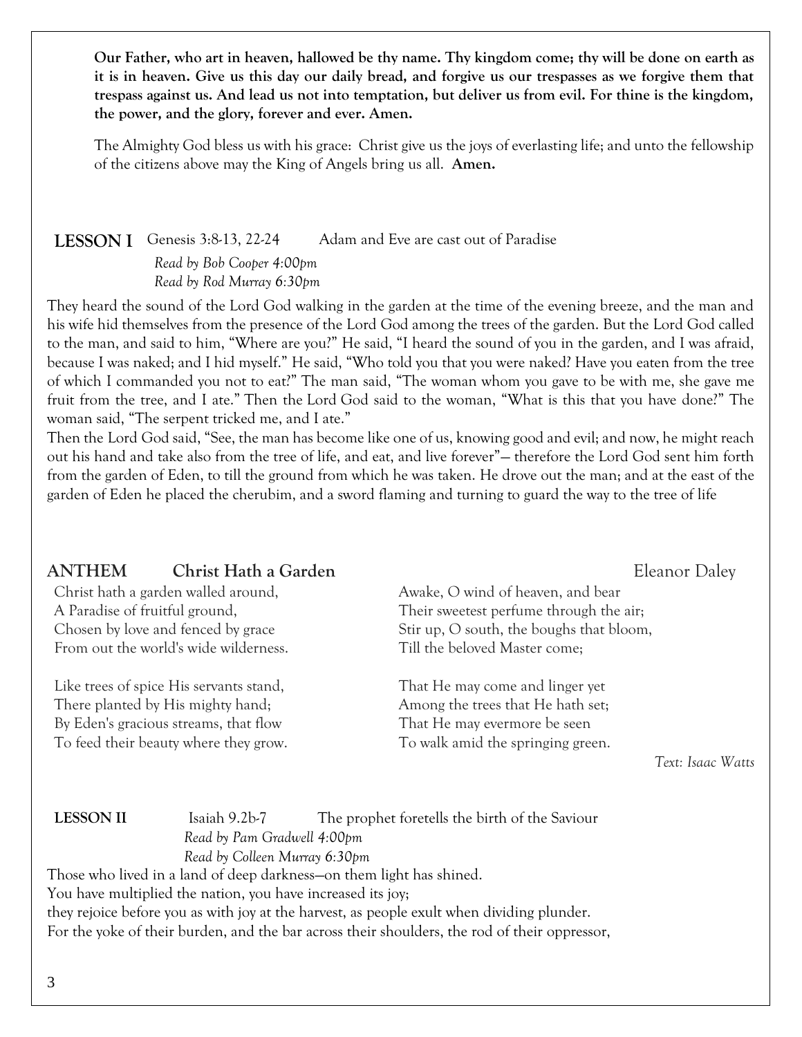**Our Father, who art in heaven, hallowed be thy name. Thy kingdom come; thy will be done on earth as it is in heaven. Give us this day our daily bread, and forgive us our trespasses as we forgive them that trespass against us. And lead us not into temptation, but deliver us from evil. For thine is the kingdom, the power, and the glory, forever and ever. Amen.**

The Almighty God bless us with his grace: Christ give us the joys of everlasting life; and unto the fellowship of the citizens above may the King of Angels bring us all. **Amen.**

## LESSON I Genesis 3:8-13, 22-24 Adam and Eve are cast out of Paradise

*Read by Bob Cooper 4:00pm*
*Read by Rod Murray 6:30pm*

They heard the sound of the Lord God walking in the garden at the time of the evening breeze, and the man and his wife hid themselves from the presence of the Lord God among the trees of the garden. But the Lord God called to the man, and said to him, "Where are you?" He said, "I heard the sound of you in the garden, and I was afraid, because I was naked; and I hid myself." He said, "Who told you that you were naked? Have you eaten from the tree of which I commanded you not to eat?" The man said, "The woman whom you gave to be with me, she gave me fruit from the tree, and I ate." Then the Lord God said to the woman, "What is this that you have done?" The woman said, "The serpent tricked me, and I ate."
Then the Lord God said, "See, the man has become like one of us, knowing good and evil; and now, he might reach out his hand and take also from the tree of life, and eat, and live forever"— therefore the Lord God sent him forth from the garden of Eden, to till the ground from which he was taken. He drove out the man; and at the east of the garden of Eden he placed the cherubim, and a sword flaming and turning to guard the way to the tree of life

## ANTHEM **Christ Hath a Garden** Eleanor Daley

Christ hath a garden walled around,
A Paradise of fruitful ground,
Chosen by love and fenced by grace
From out the world's wide wilderness.

Like trees of spice His servants stand,
There planted by His mighty hand;
By Eden's gracious streams, that flow
To feed their beauty where they grow.

Awake, O wind of heaven, and bear
Their sweetest perfume through the air;
Stir up, O south, the boughs that bloom,
Till the beloved Master come;

That He may come and linger yet
Among the trees that He hath set;
That He may evermore be seen
To walk amid the springing green.

*Text: Isaac Watts*

**LESSON II** Isaiah 9.2b-7 The prophet foretells the birth of the Saviour

*Read by Pam Gradwell 4:00pm*
*Read by Colleen Murray 6:30pm*

Those who lived in a land of deep darkness—on them light has shined.
You have multiplied the nation, you have increased its joy;
they rejoice before you as with joy at the harvest, as people exult when dividing plunder.
For the yoke of their burden, and the bar across their shoulders, the rod of their oppressor,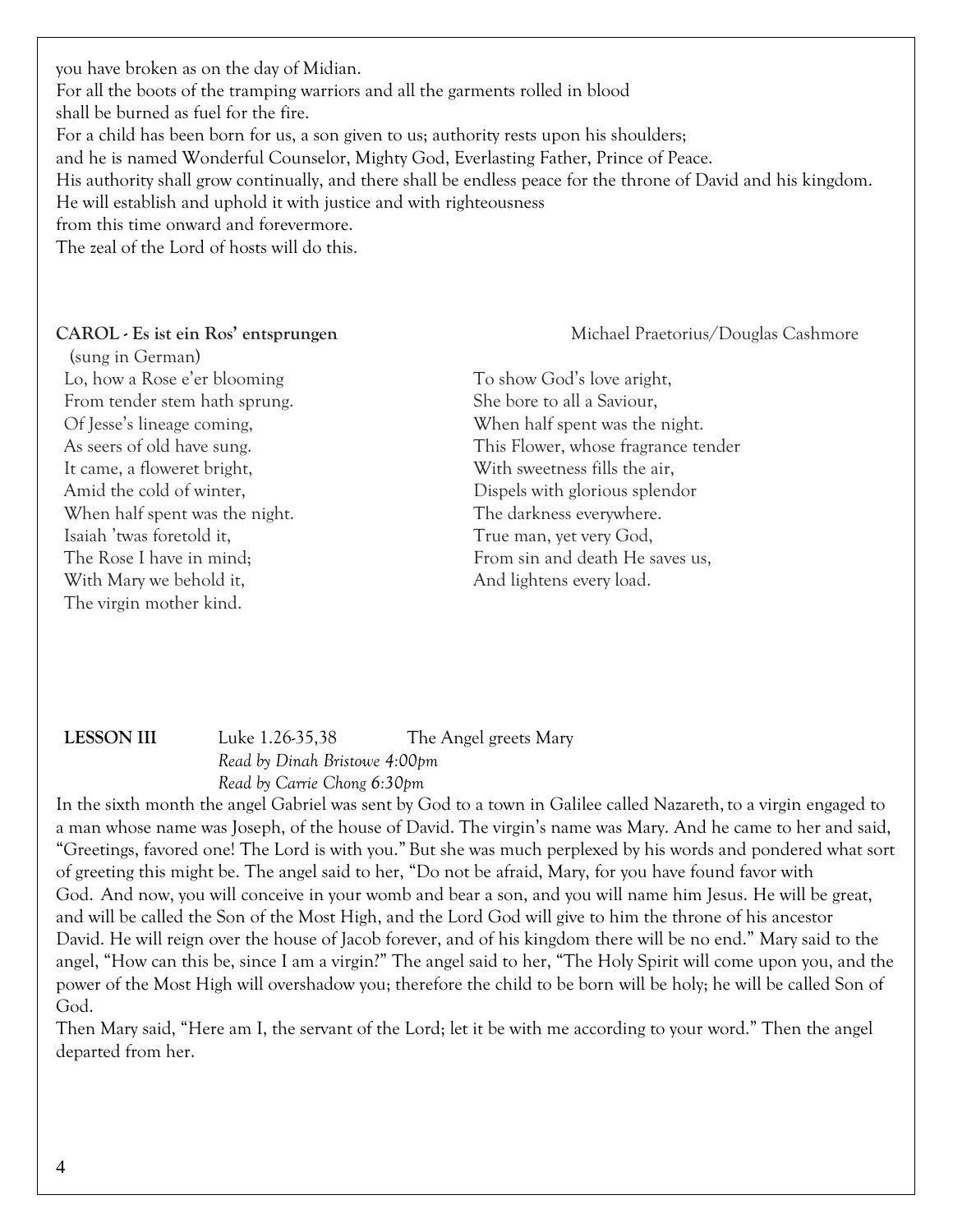you have broken as on the day of Midian.
For all the boots of the tramping warriors and all the garments rolled in blood
shall be burned as fuel for the fire.
For a child has been born for us, a son given to us; authority rests upon his shoulders;
and he is named Wonderful Counselor, Mighty God, Everlasting Father, Prince of Peace.
His authority shall grow continually, and there shall be endless peace for the throne of David and his kingdom.
He will establish and uphold it with justice and with righteousness
from this time onward and forevermore.
The zeal of the Lord of hosts will do this.

**CAROL - Es ist ein Ros' entsprungen** Michael Praetorius/Douglas Cashmore
(sung in German)

Lo, how a Rose e'er blooming
From tender stem hath sprung.
Of Jesse's lineage coming,
As seers of old have sung.
It came, a floweret bright,
Amid the cold of winter,
When half spent was the night.
Isaiah 'twas foretold it,
The Rose I have in mind;
With Mary we behold it,
The virgin mother kind.
To show God's love aright,
She bore to all a Saviour,
When half spent was the night.
This Flower, whose fragrance tender
With sweetness fills the air,
Dispels with glorious splendor
The darkness everywhere.
True man, yet very God,
From sin and death He saves us,
And lightens every load.

**LESSON III** Luke 1.26-35,38 The Angel greets Mary
*Read by Dinah Bristowe 4:00pm*
*Read by Carrie Chong 6:30pm*

In the sixth month the angel Gabriel was sent by God to a town in Galilee called Nazareth, to a virgin engaged to a man whose name was Joseph, of the house of David. The virgin's name was Mary. And he came to her and said, "Greetings, favored one! The Lord is with you." But she was much perplexed by his words and pondered what sort of greeting this might be. The angel said to her, "Do not be afraid, Mary, for you have found favor with God. And now, you will conceive in your womb and bear a son, and you will name him Jesus. He will be great, and will be called the Son of the Most High, and the Lord God will give to him the throne of his ancestor David. He will reign over the house of Jacob forever, and of his kingdom there will be no end." Mary said to the angel, "How can this be, since I am a virgin?" The angel said to her, "The Holy Spirit will come upon you, and the power of the Most High will overshadow you; therefore the child to be born will be holy; he will be called Son of God.
Then Mary said, "Here am I, the servant of the Lord; let it be with me according to your word." Then the angel departed from her.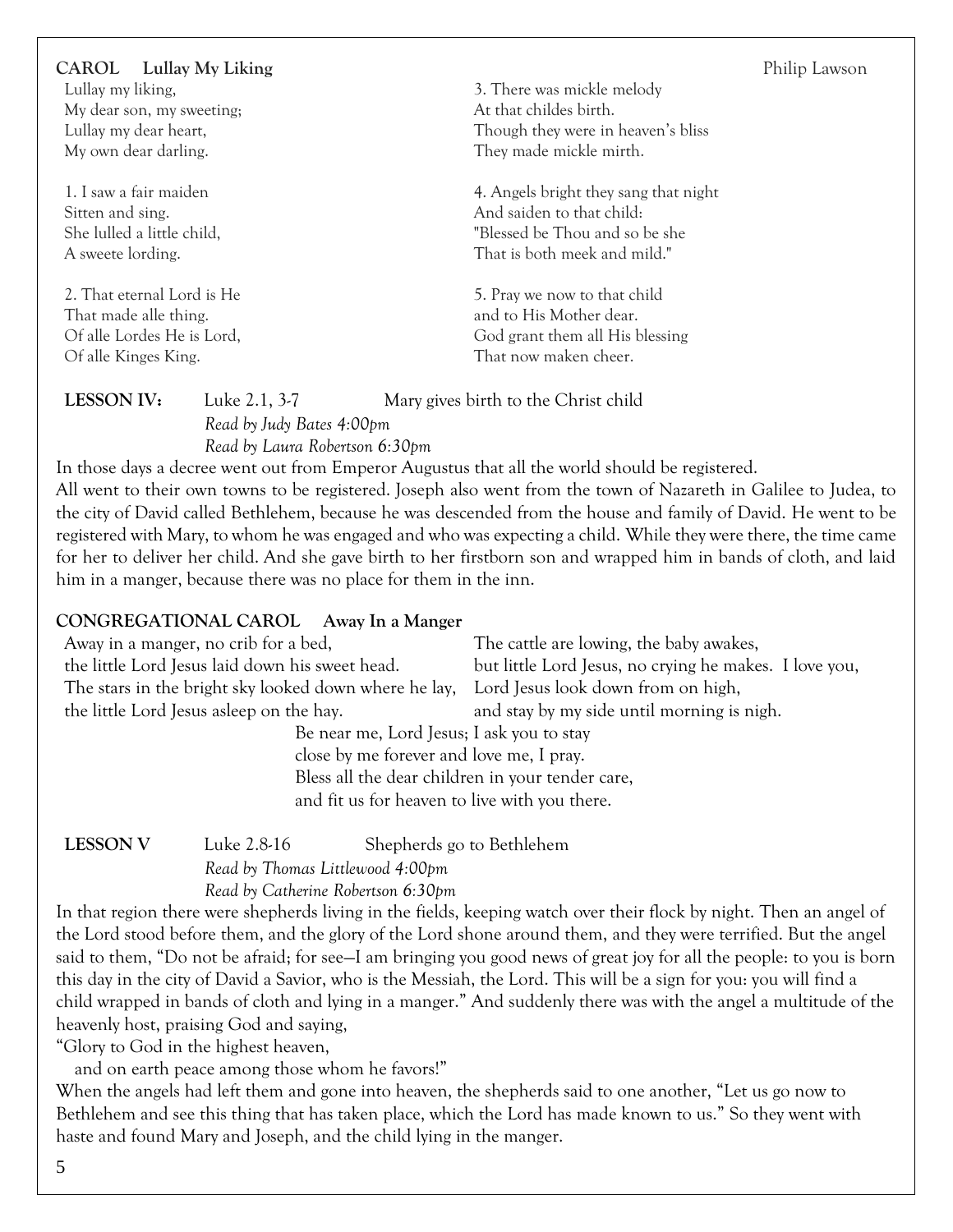**CAROL Lullay My Liking** Philip Lawson

Lullay my liking,
My dear son, my sweeting;
Lullay my dear heart,
My own dear darling.

1. I saw a fair maiden
Sitten and sing.
She lulled a little child,
A sweete lording.

2. That eternal Lord is He
That made alle thing.
Of alle Lordes He is Lord,
Of alle Kinges King.

3. There was mickle melody
At that childes birth.
Though they were in heaven's bliss
They made mickle mirth.

4. Angels bright they sang that night
And saiden to that child:
"Blessed be Thou and so be she
That is both meek and mild."

5. Pray we now to that child
and to His Mother dear.
God grant them all His blessing
That now maken cheer.

**LESSON IV:** Luke 2.1, 3-7 Mary gives birth to the Christ child
*Read by Judy Bates 4:00pm*
*Read by Laura Robertson 6:30pm*

In those days a decree went out from Emperor Augustus that all the world should be registered.
All went to their own towns to be registered. Joseph also went from the town of Nazareth in Galilee to Judea, to the city of David called Bethlehem, because he was descended from the house and family of David. He went to be registered with Mary, to whom he was engaged and who was expecting a child. While they were there, the time came for her to deliver her child. And she gave birth to her firstborn son and wrapped him in bands of cloth, and laid him in a manger, because there was no place for them in the inn.

**CONGREGATIONAL CAROL Away In a Manger**

Away in a manger, no crib for a bed,
the little Lord Jesus laid down his sweet head.
The stars in the bright sky looked down where he lay,
the little Lord Jesus asleep on the hay.

The cattle are lowing, the baby awakes,
but little Lord Jesus, no crying he makes. I love you,
Lord Jesus look down from on high,
and stay by my side until morning is nigh.

Be near me, Lord Jesus; I ask you to stay
close by me forever and love me, I pray.
Bless all the dear children in your tender care,
and fit us for heaven to live with you there.

**LESSON V** Luke 2.8-16 Shepherds go to Bethlehem
*Read by Thomas Littlewood 4:00pm*
*Read by Catherine Robertson 6:30pm*

In that region there were shepherds living in the fields, keeping watch over their flock by night. Then an angel of the Lord stood before them, and the glory of the Lord shone around them, and they were terrified. But the angel said to them, "Do not be afraid; for see—I am bringing you good news of great joy for all the people: to you is born this day in the city of David a Savior, who is the Messiah, the Lord. This will be a sign for you: you will find a child wrapped in bands of cloth and lying in a manger." And suddenly there was with the angel a multitude of the heavenly host, praising God and saying,
"Glory to God in the highest heaven,
and on earth peace among those whom he favors!"
When the angels had left them and gone into heaven, the shepherds said to one another, "Let us go now to Bethlehem and see this thing that has taken place, which the Lord has made known to us." So they went with haste and found Mary and Joseph, and the child lying in the manger.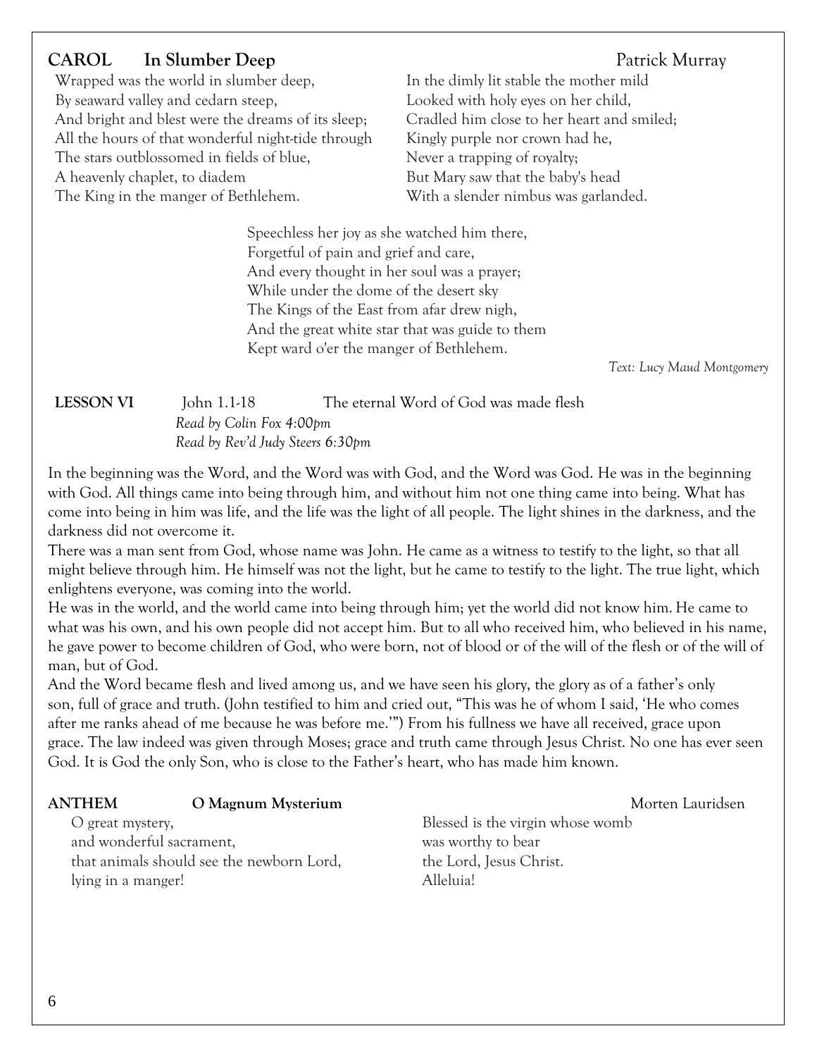**CAROL In Slumber Deep** Patrick Murray

Wrapped was the world in slumber deep,
By seaward valley and cedarn steep,
And bright and blest were the dreams of its sleep;
All the hours of that wonderful night-tide through
The stars outblossomed in fields of blue,
A heavenly chaplet, to diadem
The King in the manger of Bethlehem.

In the dimly lit stable the mother mild
Looked with holy eyes on her child,
Cradled him close to her heart and smiled;
Kingly purple nor crown had he,
Never a trapping of royalty;
But Mary saw that the baby's head
With a slender nimbus was garlanded.

Speechless her joy as she watched him there,
Forgetful of pain and grief and care,
And every thought in her soul was a prayer;
While under the dome of the desert sky
The Kings of the East from afar drew nigh,
And the great white star that was guide to them
Kept ward o'er the manger of Bethlehem.

*Text: Lucy Maud Montgomery*

**LESSON VI** John 1.1-18 The eternal Word of God was made flesh
*Read by Colin Fox 4:00pm*
*Read by Rev'd Judy Steers 6:30pm*

In the beginning was the Word, and the Word was with God, and the Word was God. He was in the beginning with God. All things came into being through him, and without him not one thing came into being. What has come into being in him was life, and the life was the light of all people. The light shines in the darkness, and the darkness did not overcome it.
There was a man sent from God, whose name was John. He came as a witness to testify to the light, so that all might believe through him. He himself was not the light, but he came to testify to the light. The true light, which enlightens everyone, was coming into the world.
He was in the world, and the world came into being through him; yet the world did not know him. He came to what was his own, and his own people did not accept him. But to all who received him, who believed in his name, he gave power to become children of God, who were born, not of blood or of the will of the flesh or of the will of man, but of God.
And the Word became flesh and lived among us, and we have seen his glory, the glory as of a father's only son, full of grace and truth. (John testified to him and cried out, "This was he of whom I said, 'He who comes after me ranks ahead of me because he was before me.'") From his fullness we have all received, grace upon grace. The law indeed was given through Moses; grace and truth came through Jesus Christ. No one has ever seen God. It is God the only Son, who is close to the Father's heart, who has made him known.

**ANTHEM O Magnum Mysterium** Morten Lauridsen

O great mystery,
and wonderful sacrament,
that animals should see the newborn Lord,
lying in a manger!

Blessed is the virgin whose womb
was worthy to bear
the Lord, Jesus Christ.
Alleluia!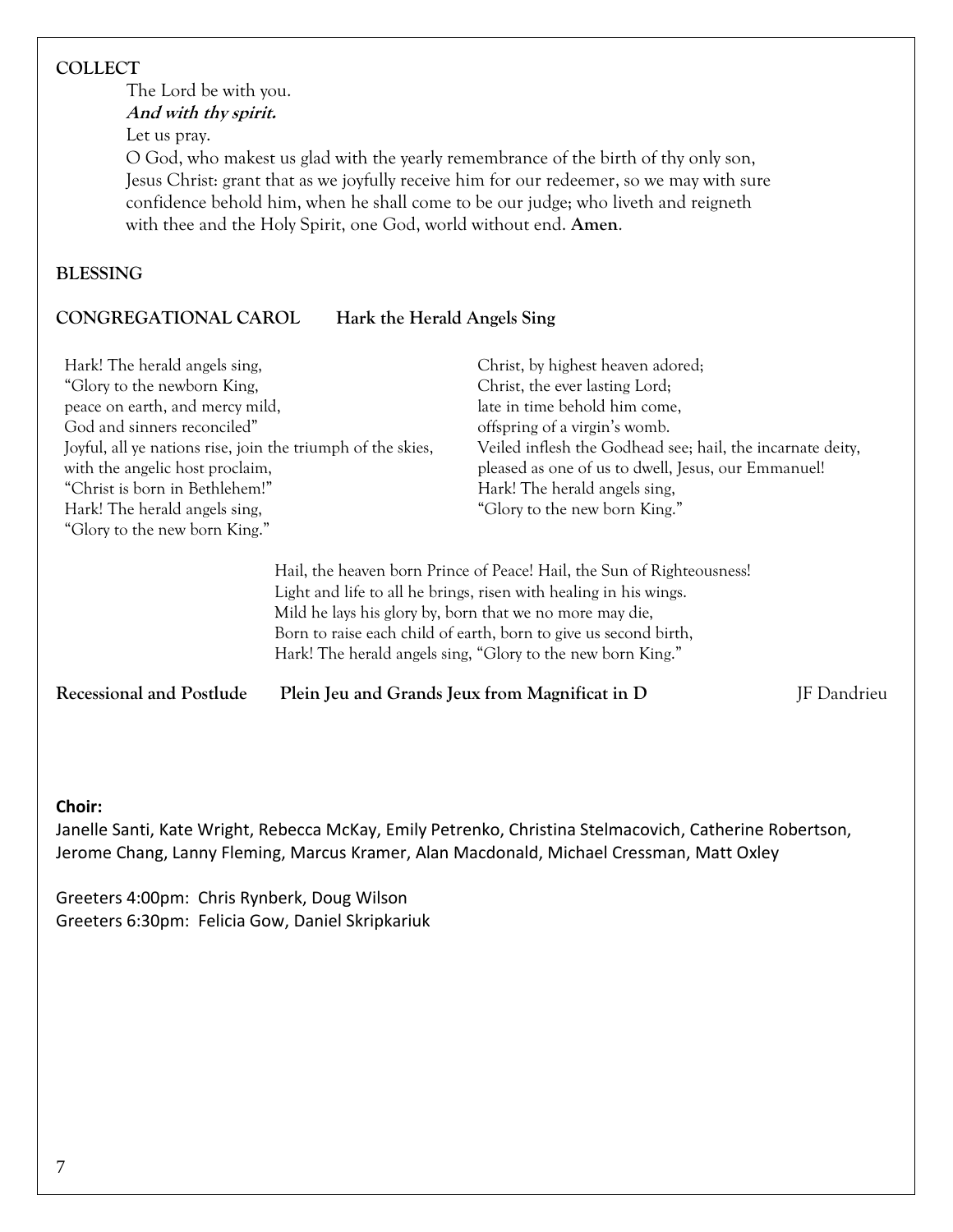**COLLECT**

The Lord be with you.
***And with thy spirit.***
Let us pray.
O God, who makest us glad with the yearly remembrance of the birth of thy only son, Jesus Christ: grant that as we joyfully receive him for our redeemer, so we may with sure confidence behold him, when he shall come to be our judge; who liveth and reigneth with thee and the Holy Spirit, one God, world without end. **Amen**.

**BLESSING**

**CONGREGATIONAL CAROL** **Hark the Herald Angels Sing**

Hark! The herald angels sing,
"Glory to the newborn King,
peace on earth, and mercy mild,
God and sinners reconciled"
Joyful, all ye nations rise, join the triumph of the skies,
with the angelic host proclaim,
"Christ is born in Bethlehem!"
Hark! The herald angels sing,
"Glory to the new born King."

Christ, by highest heaven adored;
Christ, the ever lasting Lord;
late in time behold him come,
offspring of a virgin's womb.
Veiled inflesh the Godhead see; hail, the incarnate deity,
pleased as one of us to dwell, Jesus, our Emmanuel!
Hark! The herald angels sing,
"Glory to the new born King."

Hail, the heaven born Prince of Peace! Hail, the Sun of Righteousness!
Light and life to all he brings, risen with healing in his wings.
Mild he lays his glory by, born that we no more may die,
Born to raise each child of earth, born to give us second birth,
Hark! The herald angels sing, "Glory to the new born King."

**Recessional and Postlude** **Plein Jeu and Grands Jeux from Magnificat in D** JF Dandrieu

**Choir:**
Janelle Santi, Kate Wright, Rebecca McKay, Emily Petrenko, Christina Stelmacovich, Catherine Robertson, Jerome Chang, Lanny Fleming, Marcus Kramer, Alan Macdonald, Michael Cressman, Matt Oxley

Greeters 4:00pm: Chris Rynberk, Doug Wilson
Greeters 6:30pm: Felicia Gow, Daniel Skripkariuk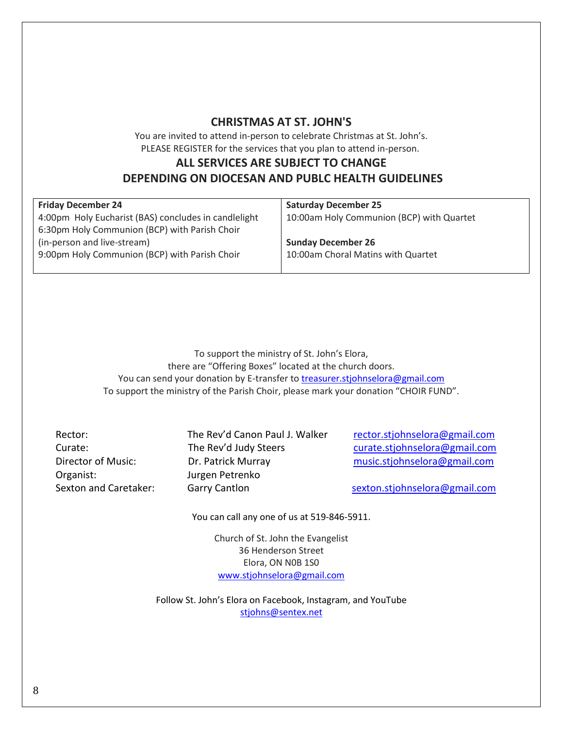## CHRISTMAS AT ST. JOHN'S

You are invited to attend in-person to celebrate Christmas at St. John's.
PLEASE REGISTER for the services that you plan to attend in-person.

### ALL SERVICES ARE SUBJECT TO CHANGE DEPENDING ON DIOCESAN AND PUBLC HEALTH GUIDELINES

| | |
|---|---|
| **Friday December 24**<br>4:00pm Holy Eucharist (BAS) concludes in candlelight<br>6:30pm Holy Communion (BCP) with Parish Choir (in-person and live-stream)<br>9:00pm Holy Communion (BCP) with Parish Choir | **Saturday December 25**<br>10:00am Holy Communion (BCP) with Quartet<br><br>**Sunday December 26**<br>10:00am Choral Matins with Quartet |

To support the ministry of St. John's Elora,
there are "Offering Boxes" located at the church doors.
You can send your donation by E-transfer to treasurer.stjohnselora@gmail.com
To support the ministry of the Parish Choir, please mark your donation "CHOIR FUND".

| | | |
|---|---|---|
| Rector: | The Rev'd Canon Paul J. Walker | rector.stjohnselora@gmail.com |
| Curate: | The Rev'd Judy Steers | curate.stjohnselora@gmail.com |
| Director of Music: | Dr. Patrick Murray | music.stjohnselora@gmail.com |
| Organist: | Jurgen Petrenko | |
| Sexton and Caretaker: | Garry Cantlon | sexton.stjohnselora@gmail.com |

You can call any one of us at 519-846-5911.

Church of St. John the Evangelist
36 Henderson Street
Elora, ON N0B 1S0
www.stjohnselora@gmail.com

Follow St. John's Elora on Facebook, Instagram, and YouTube
stjohns@sentex.net